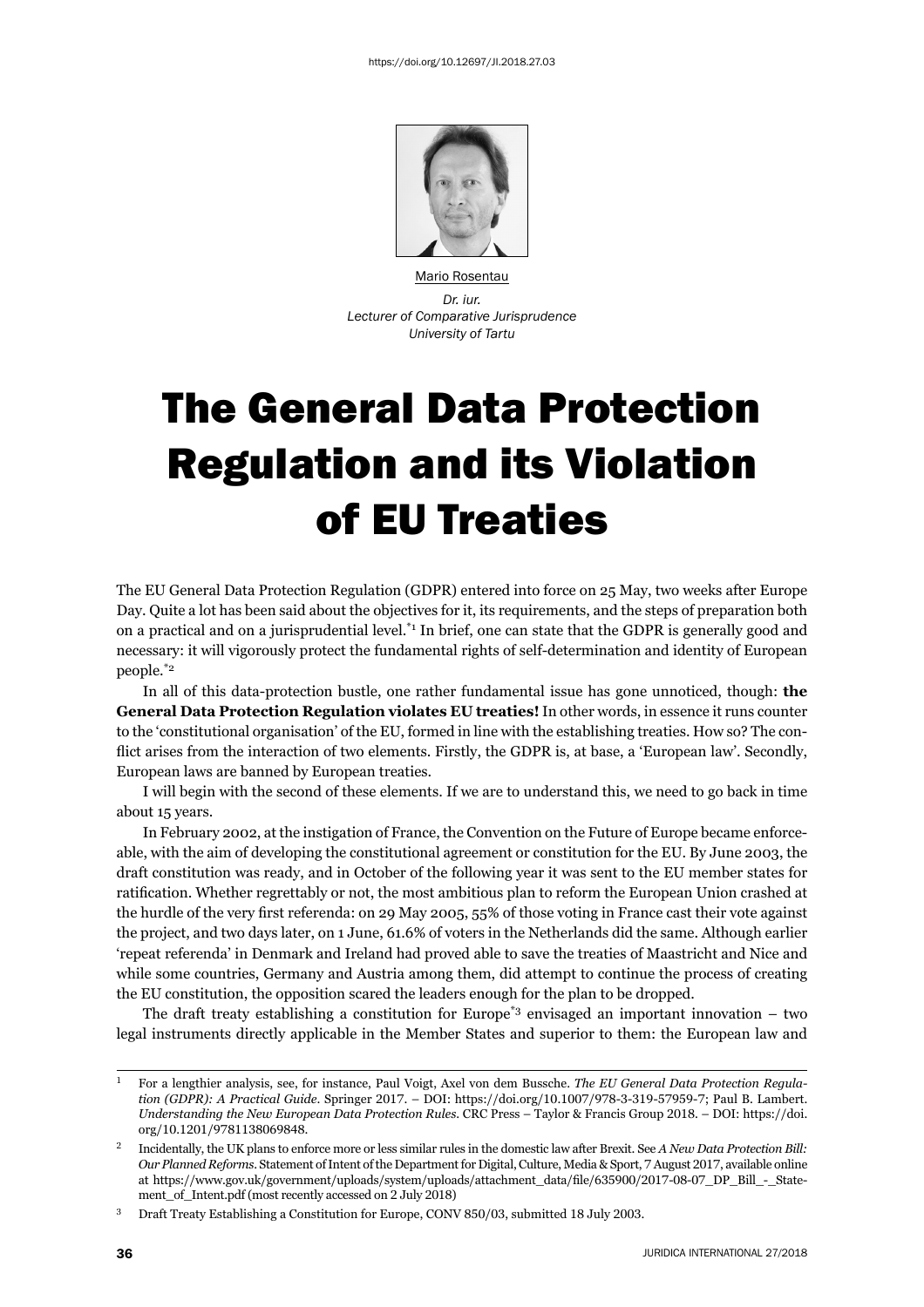https://doi.org/10.12697/JI.2018.27.03

Mario Rosentau

*Dr. iur.*
*Lecturer of Comparative Jurisprudence*
*University of Tartu*

# The General Data Protection Regulation and its Violation of EU Treaties

The EU General Data Protection Regulation (GDPR) entered into force on 25 May, two weeks after Europe Day. Quite a lot has been said about the objectives for it, its requirements, and the steps of preparation both on a practical and on a jurisprudential level.[*1] In brief, one can state that the GDPR is generally good and necessary: it will vigorously protect the fundamental rights of self-determination and identity of European people.[*2]

In all of this data-protection bustle, one rather fundamental issue has gone unnoticed, though: **the General Data Protection Regulation violates EU treaties!** In other words, in essence it runs counter to the 'constitutional organisation' of the EU, formed in line with the establishing treaties. How so? The conflict arises from the interaction of two elements. Firstly, the GDPR is, at base, a 'European law'. Secondly, European laws are banned by European treaties.

I will begin with the second of these elements. If we are to understand this, we need to go back in time about 15 years.

In February 2002, at the instigation of France, the Convention on the Future of Europe became enforceable, with the aim of developing the constitutional agreement or constitution for the EU. By June 2003, the draft constitution was ready, and in October of the following year it was sent to the EU member states for ratification. Whether regrettably or not, the most ambitious plan to reform the European Union crashed at the hurdle of the very first referenda: on 29 May 2005, 55% of those voting in France cast their vote against the project, and two days later, on 1 June, 61.6% of voters in the Netherlands did the same. Although earlier 'repeat referenda' in Denmark and Ireland had proved able to save the treaties of Maastricht and Nice and while some countries, Germany and Austria among them, did attempt to continue the process of creating the EU constitution, the opposition scared the leaders enough for the plan to be dropped.

The draft treaty establishing a constitution for Europe[*3] envisaged an important innovation – two legal instruments directly applicable in the Member States and superior to them: the European law and

---

[1] For a lengthier analysis, see, for instance, Paul Voigt, Axel von dem Bussche. *The EU General Data Protection Regulation (GDPR): A Practical Guide*. Springer 2017. – DOI: https://doi.org/10.1007/978-3-319-57959-7; Paul B. Lambert. *Understanding the New European Data Protection Rules*. CRC Press – Taylor & Francis Group 2018. – DOI: https://doi.org/10.1201/9781138069848.

[2] Incidentally, the UK plans to enforce more or less similar rules in the domestic law after Brexit. See *A New Data Protection Bill: Our Planned Reforms*. Statement of Intent of the Department for Digital, Culture, Media & Sport, 7 August 2017, available online at https://www.gov.uk/government/uploads/system/uploads/attachment_data/file/635900/2017-08-07_DP_Bill_-_Statement_of_Intent.pdf (most recently accessed on 2 July 2018)

[3] Draft Treaty Establishing a Constitution for Europe, CONV 850/03, submitted 18 July 2003.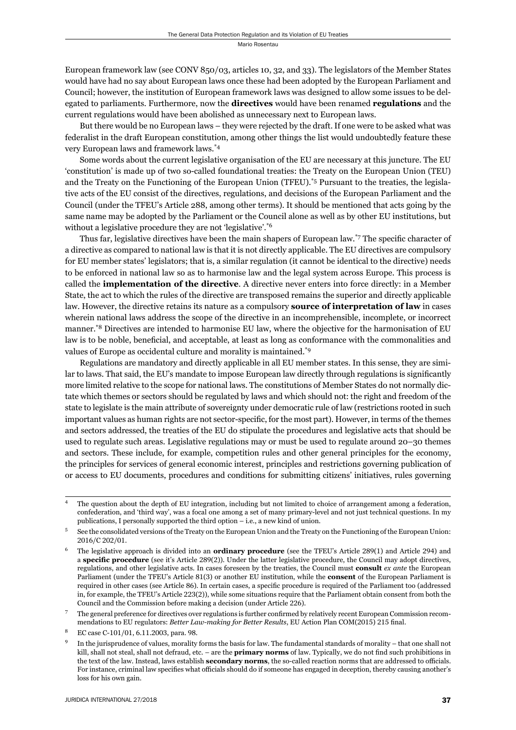European framework law (see CONV 850/03, articles 10, 32, and 33). The legislators of the Member States would have had no say about European laws once these had been adopted by the European Parliament and Council; however, the institution of European framework laws was designed to allow some issues to be delegated to parliaments. Furthermore, now the **directives** would have been renamed **regulations** and the current regulations would have been abolished as unnecessary next to European laws.

But there would be no European laws – they were rejected by the draft. If one were to be asked what was federalist in the draft European constitution, among other things the list would undoubtedly feature these very European laws and framework laws.[*4]

Some words about the current legislative organisation of the EU are necessary at this juncture. The EU 'constitution' is made up of two so-called foundational treaties: the Treaty on the European Union (TEU) and the Treaty on the Functioning of the European Union (TFEU).[*5] Pursuant to the treaties, the legislative acts of the EU consist of the directives, regulations, and decisions of the European Parliament and the Council (under the TFEU's Article 288, among other terms). It should be mentioned that acts going by the same name may be adopted by the Parliament or the Council alone as well as by other EU institutions, but without a legislative procedure they are not 'legislative'.[*6]

Thus far, legislative directives have been the main shapers of European law.[*7] The specific character of a directive as compared to national law is that it is not directly applicable. The EU directives are compulsory for EU member states' legislators; that is, a similar regulation (it cannot be identical to the directive) needs to be enforced in national law so as to harmonise law and the legal system across Europe. This process is called the **implementation of the directive**. A directive never enters into force directly: in a Member State, the act to which the rules of the directive are transposed remains the superior and directly applicable law. However, the directive retains its nature as a compulsory **source of interpretation of law** in cases wherein national laws address the scope of the directive in an incomprehensible, incomplete, or incorrect manner.[*8] Directives are intended to harmonise EU law, where the objective for the harmonisation of EU law is to be noble, beneficial, and acceptable, at least as long as conformance with the commonalities and values of Europe as occidental culture and morality is maintained.[*9]

Regulations are mandatory and directly applicable in all EU member states. In this sense, they are similar to laws. That said, the EU's mandate to impose European law directly through regulations is significantly more limited relative to the scope for national laws. The constitutions of Member States do not normally dictate which themes or sectors should be regulated by laws and which should not: the right and freedom of the state to legislate is the main attribute of sovereignty under democratic rule of law (restrictions rooted in such important values as human rights are not sector-specific, for the most part). However, in terms of the themes and sectors addressed, the treaties of the EU do stipulate the procedures and legislative acts that should be used to regulate such areas. Legislative regulations may or must be used to regulate around 20–30 themes and sectors. These include, for example, competition rules and other general principles for the economy, the principles for services of general economic interest, principles and restrictions governing publication of or access to EU documents, procedures and conditions for submitting citizens' initiatives, rules governing

---

[4] The question about the depth of EU integration, including but not limited to choice of arrangement among a federation, confederation, and 'third way', was a focal one among a set of many primary-level and not just technical questions. In my publications, I personally supported the third option – i.e., a new kind of union.

[5] See the consolidated versions of the Treaty on the European Union and the Treaty on the Functioning of the European Union: 2016/C 202/01.

[6] The legislative approach is divided into an **ordinary procedure** (see the TFEU's Article 289(1) and Article 294) and a **specific procedure** (see it's Article 289(2)). Under the latter legislative procedure, the Council may adopt directives, regulations, and other legislative acts. In cases foreseen by the treaties, the Council must **consult** *ex ante* the European Parliament (under the TFEU's Article 81(3) or another EU institution, while the **consent** of the European Parliament is required in other cases (see Article 86). In certain cases, a specific procedure is required of the Parliament too (addressed in, for example, the TFEU's Article 223(2)), while some situations require that the Parliament obtain consent from both the Council and the Commission before making a decision (under Article 226).

[7] The general preference for directives over regulations is further confirmed by relatively recent European Commission recommendations to EU regulators: *Better Law-making for Better Results*, EU Action Plan COM(2015) 215 final.

[8] EC case C-101/01, 6.11.2003, para. 98.

[9] In the jurisprudence of values, morality forms the basis for law. The fundamental standards of morality – that one shall not kill, shall not steal, shall not defraud, etc. – are the **primary norms** of law. Typically, we do not find such prohibitions in the text of the law. Instead, laws establish **secondary norms**, the so-called reaction norms that are addressed to officials. For instance, criminal law specifies what officials should do if someone has engaged in deception, thereby causing another's loss for his own gain.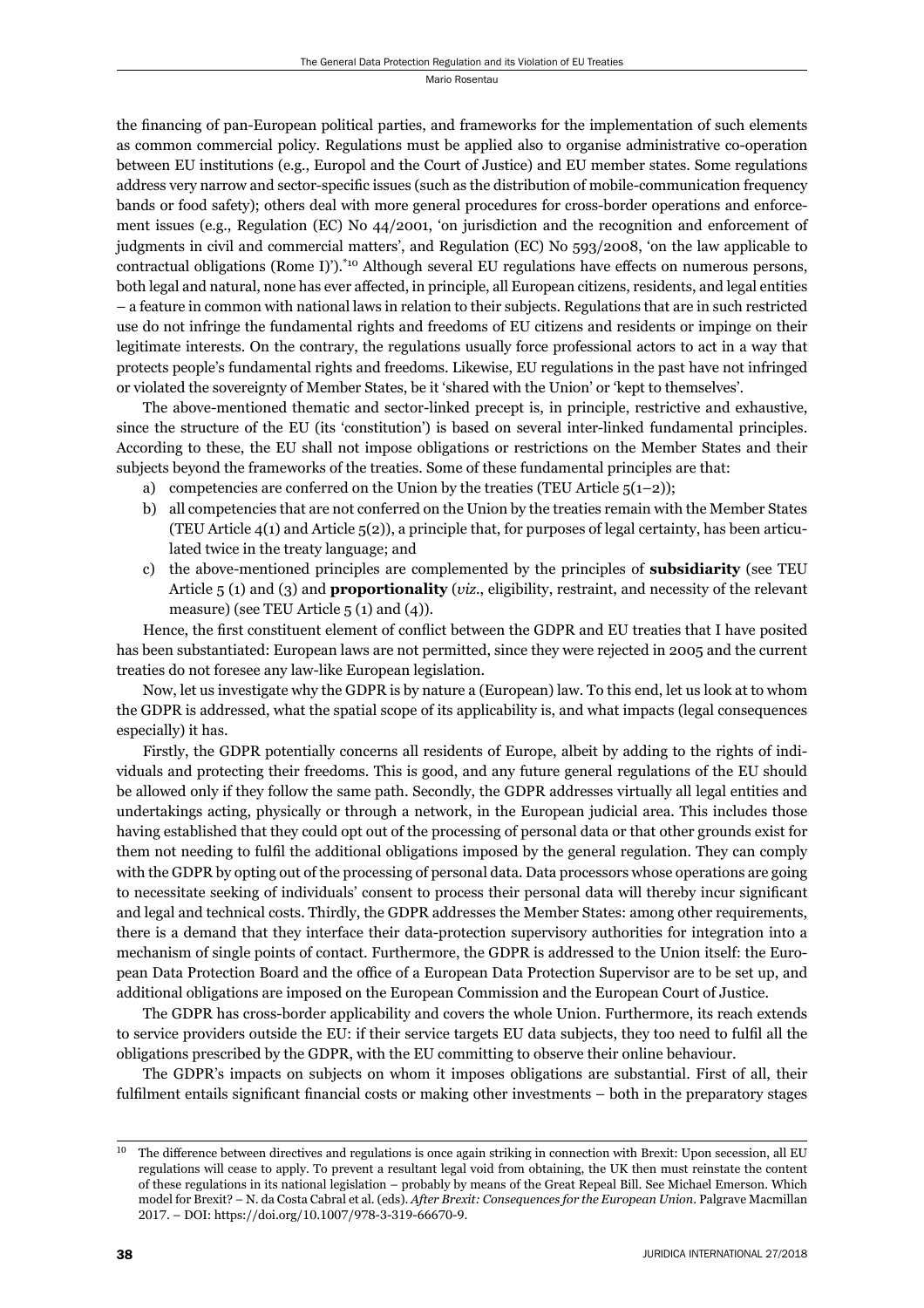the financing of pan-European political parties, and frameworks for the implementation of such elements as common commercial policy. Regulations must be applied also to organise administrative co-operation between EU institutions (e.g., Europol and the Court of Justice) and EU member states. Some regulations address very narrow and sector-specific issues (such as the distribution of mobile-communication frequency bands or food safety); others deal with more general procedures for cross-border operations and enforcement issues (e.g., Regulation (EC) No 44/2001, 'on jurisdiction and the recognition and enforcement of judgments in civil and commercial matters', and Regulation (EC) No 593/2008, 'on the law applicable to contractual obligations (Rome I)').*[10] Although several EU regulations have effects on numerous persons, both legal and natural, none has ever affected, in principle, all European citizens, residents, and legal entities – a feature in common with national laws in relation to their subjects. Regulations that are in such restricted use do not infringe the fundamental rights and freedoms of EU citizens and residents or impinge on their legitimate interests. On the contrary, the regulations usually force professional actors to act in a way that protects people's fundamental rights and freedoms. Likewise, EU regulations in the past have not infringed or violated the sovereignty of Member States, be it 'shared with the Union' or 'kept to themselves'.

The above-mentioned thematic and sector-linked precept is, in principle, restrictive and exhaustive, since the structure of the EU (its 'constitution') is based on several inter-linked fundamental principles. According to these, the EU shall not impose obligations or restrictions on the Member States and their subjects beyond the frameworks of the treaties. Some of these fundamental principles are that:

a) competencies are conferred on the Union by the treaties (TEU Article 5(1–2));
b) all competencies that are not conferred on the Union by the treaties remain with the Member States (TEU Article 4(1) and Article 5(2)), a principle that, for purposes of legal certainty, has been articulated twice in the treaty language; and
c) the above-mentioned principles are complemented by the principles of **subsidiarity** (see TEU Article 5 (1) and (3) and **proportionality** (*viz*., eligibility, restraint, and necessity of the relevant measure) (see TEU Article 5 (1) and (4)).

Hence, the first constituent element of conflict between the GDPR and EU treaties that I have posited has been substantiated: European laws are not permitted, since they were rejected in 2005 and the current treaties do not foresee any law-like European legislation.

Now, let us investigate why the GDPR is by nature a (European) law. To this end, let us look at to whom the GDPR is addressed, what the spatial scope of its applicability is, and what impacts (legal consequences especially) it has.

Firstly, the GDPR potentially concerns all residents of Europe, albeit by adding to the rights of individuals and protecting their freedoms. This is good, and any future general regulations of the EU should be allowed only if they follow the same path. Secondly, the GDPR addresses virtually all legal entities and undertakings acting, physically or through a network, in the European judicial area. This includes those having established that they could opt out of the processing of personal data or that other grounds exist for them not needing to fulfil the additional obligations imposed by the general regulation. They can comply with the GDPR by opting out of the processing of personal data. Data processors whose operations are going to necessitate seeking of individuals' consent to process their personal data will thereby incur significant and legal and technical costs. Thirdly, the GDPR addresses the Member States: among other requirements, there is a demand that they interface their data-protection supervisory authorities for integration into a mechanism of single points of contact. Furthermore, the GDPR is addressed to the Union itself: the European Data Protection Board and the office of a European Data Protection Supervisor are to be set up, and additional obligations are imposed on the European Commission and the European Court of Justice.

The GDPR has cross-border applicability and covers the whole Union. Furthermore, its reach extends to service providers outside the EU: if their service targets EU data subjects, they too need to fulfil all the obligations prescribed by the GDPR, with the EU committing to observe their online behaviour.

The GDPR's impacts on subjects on whom it imposes obligations are substantial. First of all, their fulfilment entails significant financial costs or making other investments – both in the preparatory stages

---

[10] The difference between directives and regulations is once again striking in connection with Brexit: Upon secession, all EU regulations will cease to apply. To prevent a resultant legal void from obtaining, the UK then must reinstate the content of these regulations in its national legislation – probably by means of the Great Repeal Bill. See Michael Emerson. Which model for Brexit? – N. da Costa Cabral et al. (eds). *After Brexit: Consequences for the European Union*. Palgrave Macmillan 2017. – DOI: https://doi.org/10.1007/978-3-319-66670-9.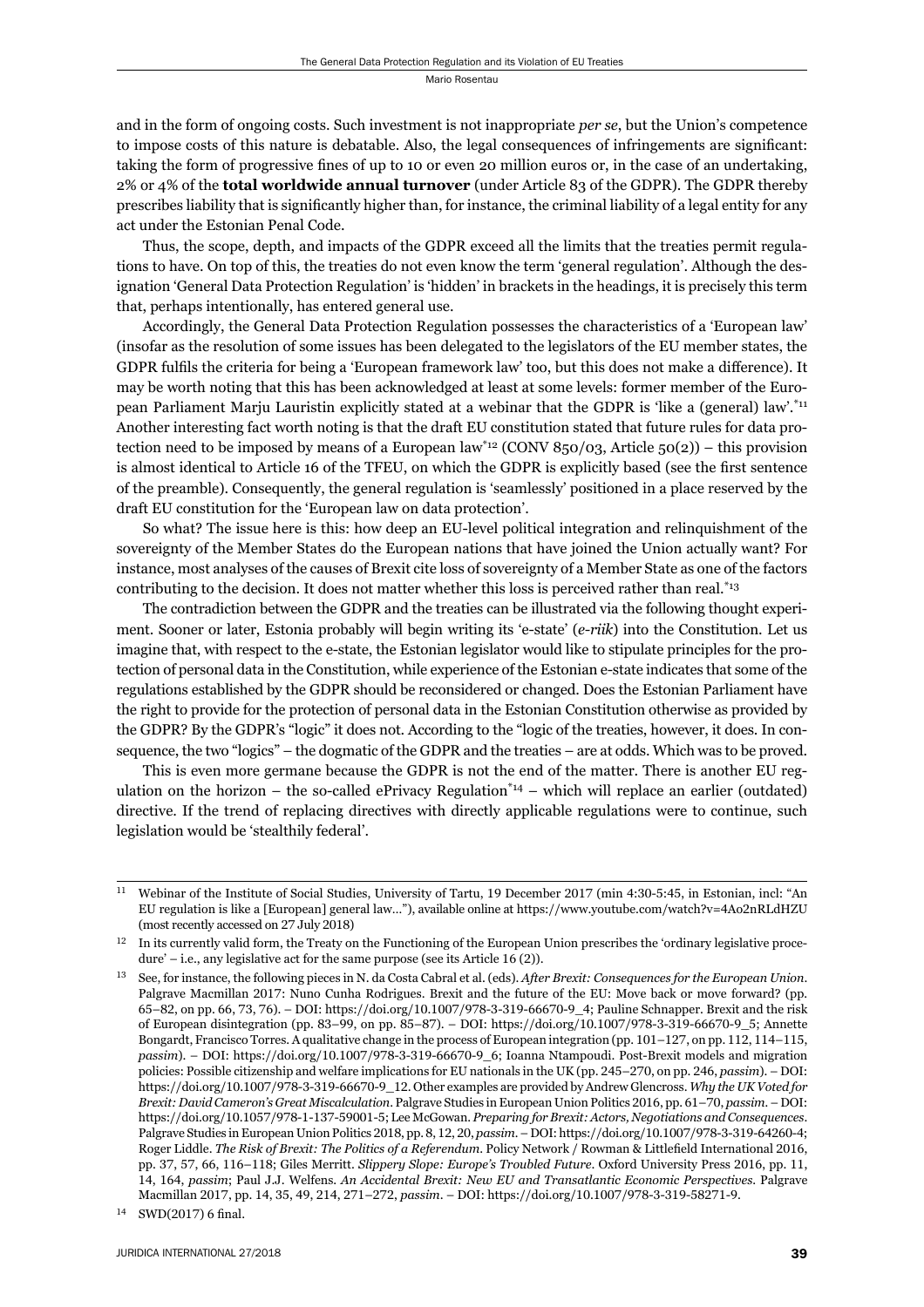and in the form of ongoing costs. Such investment is not inappropriate *per se*, but the Union's competence to impose costs of this nature is debatable. Also, the legal consequences of infringements are significant: taking the form of progressive fines of up to 10 or even 20 million euros or, in the case of an undertaking, 2% or 4% of the **total worldwide annual turnover** (under Article 83 of the GDPR). The GDPR thereby prescribes liability that is significantly higher than, for instance, the criminal liability of a legal entity for any act under the Estonian Penal Code.

Thus, the scope, depth, and impacts of the GDPR exceed all the limits that the treaties permit regulations to have. On top of this, the treaties do not even know the term 'general regulation'. Although the designation 'General Data Protection Regulation' is 'hidden' in brackets in the headings, it is precisely this term that, perhaps intentionally, has entered general use.

Accordingly, the General Data Protection Regulation possesses the characteristics of a 'European law' (insofar as the resolution of some issues has been delegated to the legislators of the EU member states, the GDPR fulfils the criteria for being a 'European framework law' too, but this does not make a difference). It may be worth noting that this has been acknowledged at least at some levels: former member of the European Parliament Marju Lauristin explicitly stated at a webinar that the GDPR is 'like a (general) law'.[*11] Another interesting fact worth noting is that the draft EU constitution stated that future rules for data protection need to be imposed by means of a European law[*12] (CONV 850/03, Article 50(2)) – this provision is almost identical to Article 16 of the TFEU, on which the GDPR is explicitly based (see the first sentence of the preamble). Consequently, the general regulation is 'seamlessly' positioned in a place reserved by the draft EU constitution for the 'European law on data protection'.

So what? The issue here is this: how deep an EU-level political integration and relinquishment of the sovereignty of the Member States do the European nations that have joined the Union actually want? For instance, most analyses of the causes of Brexit cite loss of sovereignty of a Member State as one of the factors contributing to the decision. It does not matter whether this loss is perceived rather than real.[*13]

The contradiction between the GDPR and the treaties can be illustrated via the following thought experiment. Sooner or later, Estonia probably will begin writing its 'e-state' (*e-riik*) into the Constitution. Let us imagine that, with respect to the e-state, the Estonian legislator would like to stipulate principles for the protection of personal data in the Constitution, while experience of the Estonian e-state indicates that some of the regulations established by the GDPR should be reconsidered or changed. Does the Estonian Parliament have the right to provide for the protection of personal data in the Estonian Constitution otherwise as provided by the GDPR? By the GDPR's "logic" it does not. According to the "logic of the treaties, however, it does. In consequence, the two "logics" – the dogmatic of the GDPR and the treaties – are at odds. Which was to be proved.

This is even more germane because the GDPR is not the end of the matter. There is another EU regulation on the horizon – the so-called ePrivacy Regulation[*14] – which will replace an earlier (outdated) directive. If the trend of replacing directives with directly applicable regulations were to continue, such legislation would be 'stealthily federal'.

---

[11] Webinar of the Institute of Social Studies, University of Tartu, 19 December 2017 (min 4:30-5:45, in Estonian, incl: "An EU regulation is like a [European] general law…"), available online at https://www.youtube.com/watch?v=4Ao2nRLdHZU (most recently accessed on 27 July 2018)

[12] In its currently valid form, the Treaty on the Functioning of the European Union prescribes the 'ordinary legislative procedure' – i.e., any legislative act for the same purpose (see its Article 16 (2)).

[13] See, for instance, the following pieces in N. da Costa Cabral et al. (eds). *After Brexit: Consequences for the European Union*. Palgrave Macmillan 2017: Nuno Cunha Rodrigues. Brexit and the future of the EU: Move back or move forward? (pp. 65–82, on pp. 66, 73, 76). – DOI: https://doi.org/10.1007/978-3-319-66670-9_4; Pauline Schnapper. Brexit and the risk of European disintegration (pp. 83–99, on pp. 85–87). – DOI: https://doi.org/10.1007/978-3-319-66670-9_5; Annette Bongardt, Francisco Torres. A qualitative change in the process of European integration (pp. 101–127, on pp. 112, 114–115, *passim*). – DOI: https://doi.org/10.1007/978-3-319-66670-9_6; Ioanna Ntampoudi. Post-Brexit models and migration policies: Possible citizenship and welfare implications for EU nationals in the UK (pp. 245–270, on pp. 246, *passim*). – DOI: https://doi.org/10.1007/978-3-319-66670-9_12. Other examples are provided by Andrew Glencross. *Why the UK Voted for Brexit: David Cameron's Great Miscalculation*. Palgrave Studies in European Union Politics 2016, pp. 61–70, *passim*. – DOI: https://doi.org/10.1057/978-1-137-59001-5; Lee McGowan. *Preparing for Brexit: Actors, Negotiations and Consequences*. Palgrave Studies in European Union Politics 2018, pp. 8, 12, 20, *passim*. – DOI: https://doi.org/10.1007/978-3-319-64260-4; Roger Liddle. *The Risk of Brexit: The Politics of a Referendum*. Policy Network / Rowman & Littlefield International 2016, pp. 37, 57, 66, 116–118; Giles Merritt. *Slippery Slope: Europe's Troubled Future*. Oxford University Press 2016, pp. 11, 14, 164, *passim*; Paul J.J. Welfens. *An Accidental Brexit: New EU and Transatlantic Economic Perspectives*. Palgrave Macmillan 2017, pp. 14, 35, 49, 214, 271–272, *passim*. – DOI: https://doi.org/10.1007/978-3-319-58271-9.

[14] SWD(2017) 6 final.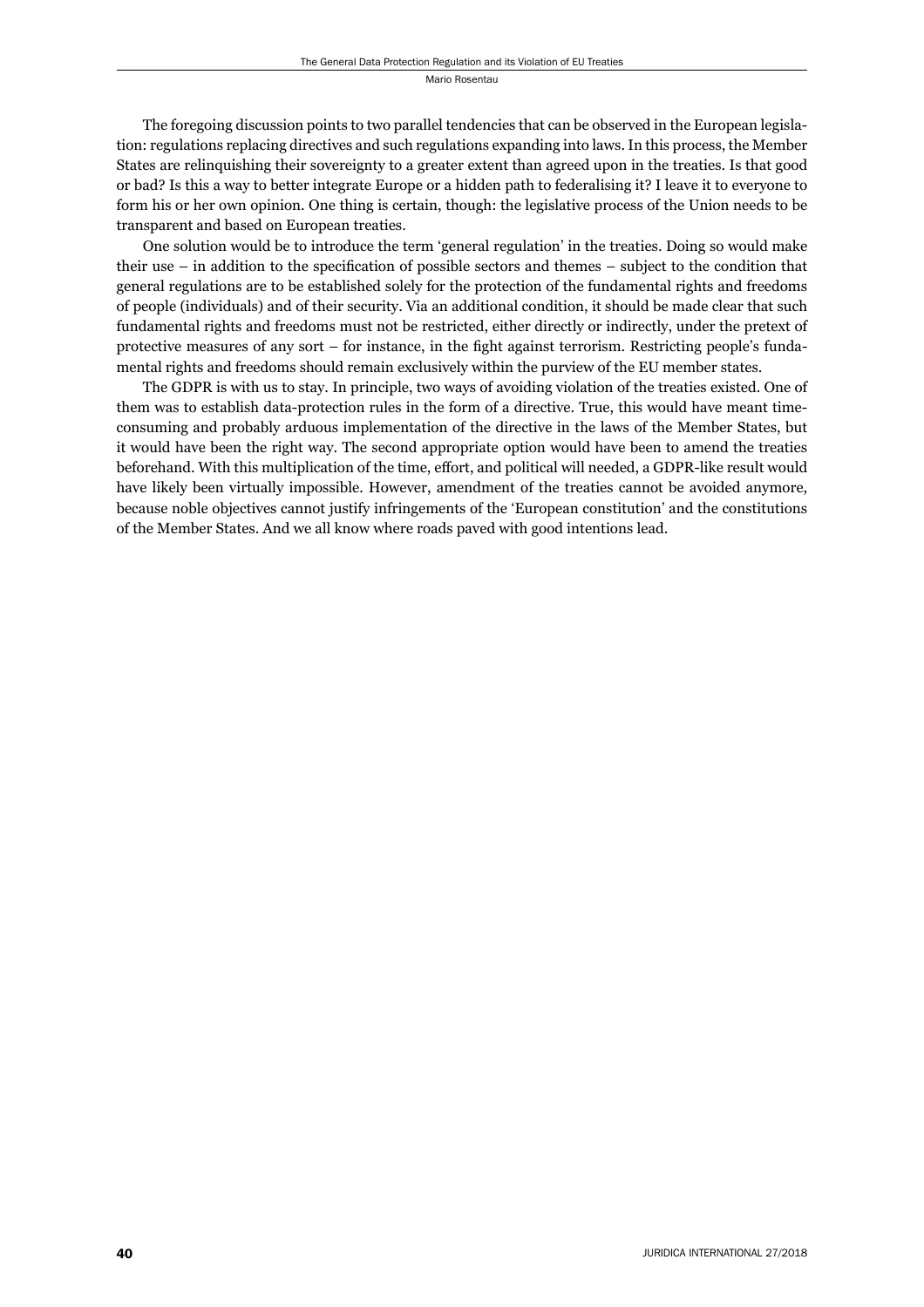The foregoing discussion points to two parallel tendencies that can be observed in the European legislation: regulations replacing directives and such regulations expanding into laws. In this process, the Member States are relinquishing their sovereignty to a greater extent than agreed upon in the treaties. Is that good or bad? Is this a way to better integrate Europe or a hidden path to federalising it? I leave it to everyone to form his or her own opinion. One thing is certain, though: the legislative process of the Union needs to be transparent and based on European treaties.

One solution would be to introduce the term 'general regulation' in the treaties. Doing so would make their use – in addition to the specification of possible sectors and themes – subject to the condition that general regulations are to be established solely for the protection of the fundamental rights and freedoms of people (individuals) and of their security. Via an additional condition, it should be made clear that such fundamental rights and freedoms must not be restricted, either directly or indirectly, under the pretext of protective measures of any sort – for instance, in the fight against terrorism. Restricting people's fundamental rights and freedoms should remain exclusively within the purview of the EU member states.

The GDPR is with us to stay. In principle, two ways of avoiding violation of the treaties existed. One of them was to establish data-protection rules in the form of a directive. True, this would have meant time-consuming and probably arduous implementation of the directive in the laws of the Member States, but it would have been the right way. The second appropriate option would have been to amend the treaties beforehand. With this multiplication of the time, effort, and political will needed, a GDPR-like result would have likely been virtually impossible. However, amendment of the treaties cannot be avoided anymore, because noble objectives cannot justify infringements of the 'European constitution' and the constitutions of the Member States. And we all know where roads paved with good intentions lead.